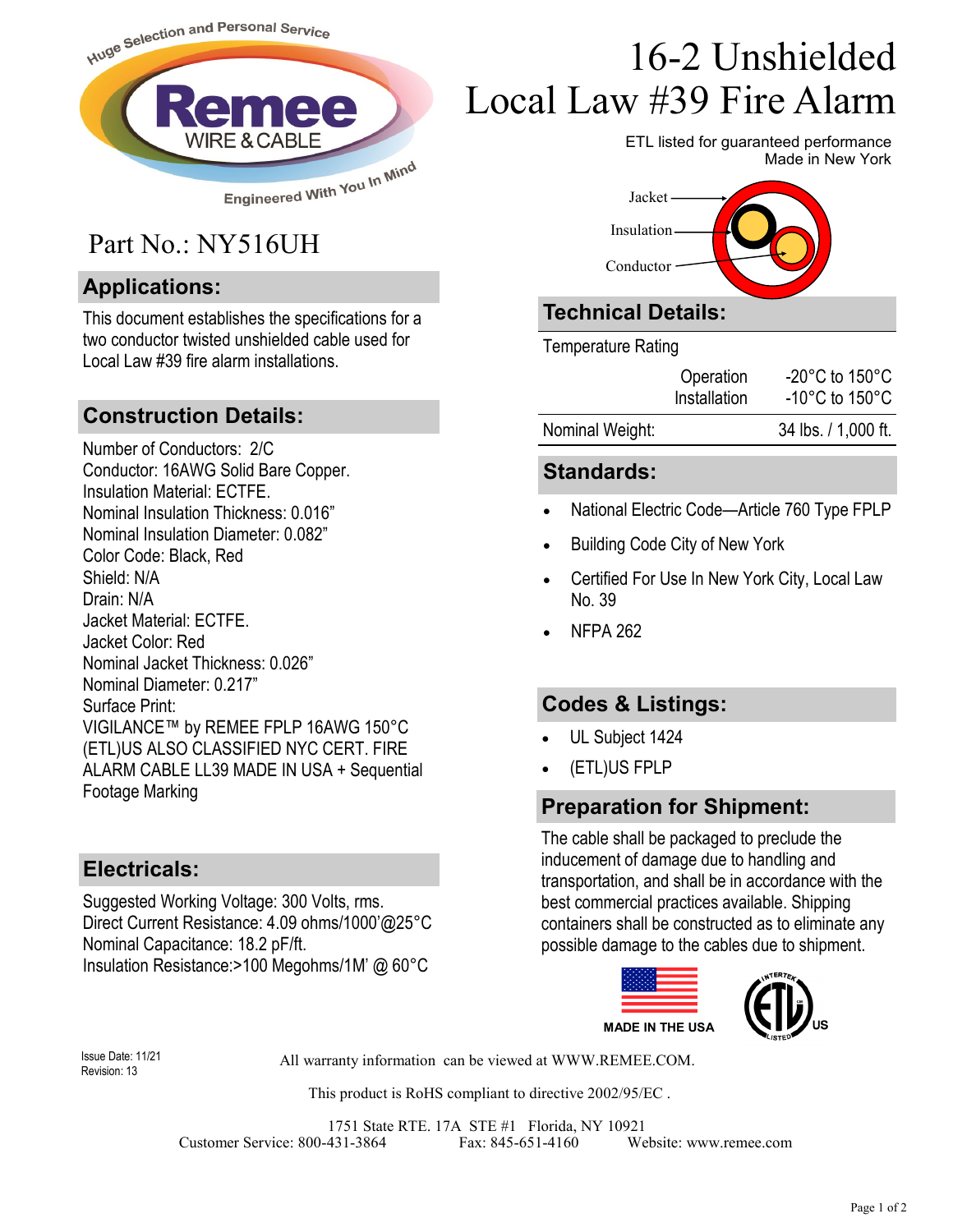Huge Selection and Personal Service

Remee WIRE & CABLE

Engineered With You In Mind

# 16-2 Unshielded Local Law #39 Fire Alarm

ETL listed for guaranteed performance
Made in New York

Part No.: NY516UH

## Applications:

This document establishes the specifications for a two conductor twisted unshielded cable used for Local Law #39 fire alarm installations.

## Construction Details:

Number of Conductors: 2/C
Conductor: 16AWG Solid Bare Copper.
Insulation Material: ECTFE.
Nominal Insulation Thickness: 0.016”
Nominal Insulation Diameter: 0.082”
Color Code: Black, Red
Shield: N/A
Drain: N/A
Jacket Material: ECTFE.
Jacket Color: Red
Nominal Jacket Thickness: 0.026”
Nominal Diameter: 0.217”
Surface Print:
VIGILANCE™ by REMEE FPLP 16AWG 150°C (ETL)US ALSO CLASSIFIED NYC CERT. FIRE ALARM CABLE LL39 MADE IN USA + Sequential Footage Marking

## Electricals:

Suggested Working Voltage: 300 Volts, rms.
Direct Current Resistance: 4.09 ohms/1000’@25°C
Nominal Capacitance: 18.2 pF/ft.
Insulation Resistance:>100 Megohms/1M’ @ 60°C

Jacket — Insulation — Conductor

## Technical Details:

| Temperature Rating | | |
|---|---|---|
| | Operation | -20°C to 150°C |
| | Installation | -10°C to 150°C |
| Nominal Weight: | | 34 lbs. / 1,000 ft. |

## Standards:

- National Electric Code—Article 760 Type FPLP
- Building Code City of New York
- Certified For Use In New York City, Local Law No. 39
- NFPA 262

## Codes & Listings:

- UL Subject 1424
- (ETL)US FPLP

## Preparation for Shipment:

The cable shall be packaged to preclude the inducement of damage due to handling and transportation, and shall be in accordance with the best commercial practices available. Shipping containers shall be constructed as to eliminate any possible damage to the cables due to shipment.

MADE IN THE USA

Issue Date: 11/21
Revision: 13

All warranty information can be viewed at WWW.REMEE.COM.

This product is RoHS compliant to directive 2002/95/EC .

1751 State RTE. 17A STE #1 Florida, NY 10921
Customer Service: 800-431-3864 Fax: 845-651-4160 Website: www.remee.com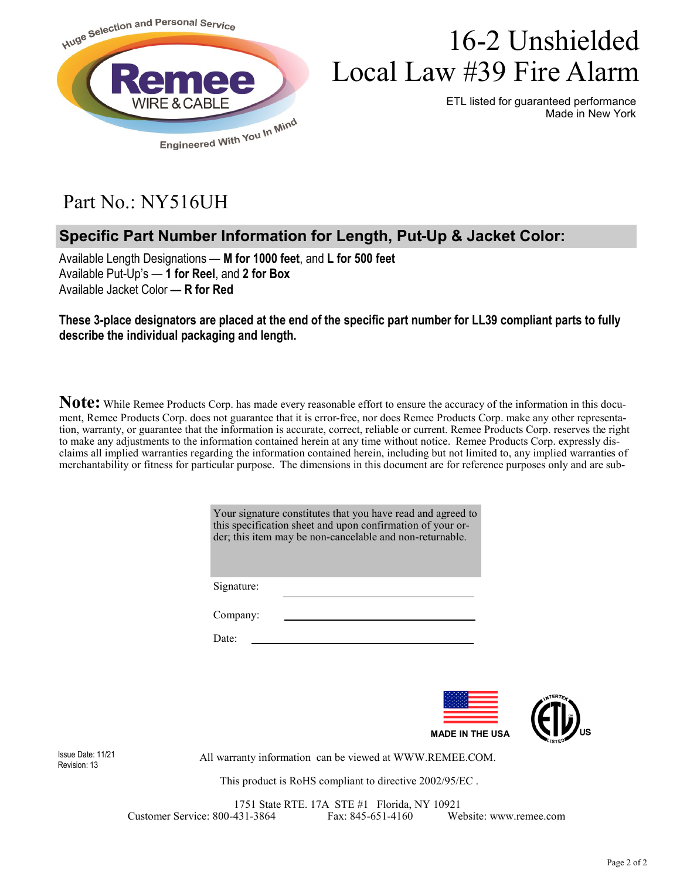# 16-2 Unshielded Local Law #39 Fire Alarm

ETL listed for guaranteed performance
Made in New York

## Part No.: NY516UH

### Specific Part Number Information for Length, Put-Up & Jacket Color:

Available Length Designations — **M for 1000 feet**, and **L for 500 feet**
Available Put-Up's — **1 for Reel**, and **2 for Box**
Available Jacket Color **— R for Red**

**These 3-place designators are placed at the end of the specific part number for LL39 compliant parts to fully describe the individual packaging and length.**

**Note:** While Remee Products Corp. has made every reasonable effort to ensure the accuracy of the information in this document, Remee Products Corp. does not guarantee that it is error-free, nor does Remee Products Corp. make any other representation, warranty, or guarantee that the information is accurate, correct, reliable or current. Remee Products Corp. reserves the right to make any adjustments to the information contained herein at any time without notice. Remee Products Corp. expressly disclaims all implied warranties regarding the information contained herein, including but not limited to, any implied warranties of merchantability or fitness for particular purpose. The dimensions in this document are for reference purposes only and are sub-

Your signature constitutes that you have read and agreed to this specification sheet and upon confirmation of your order; this item may be non-cancelable and non-returnable.

Signature: ____________________

Company: ____________________

Date: ____________________

MADE IN THE USA

Issue Date: 11/21
Revision: 13

All warranty information can be viewed at WWW.REMEE.COM.

This product is RoHS compliant to directive 2002/95/EC .

1751 State RTE. 17A STE #1 Florida, NY 10921
Customer Service: 800-431-3864 Fax: 845-651-4160 Website: www.remee.com